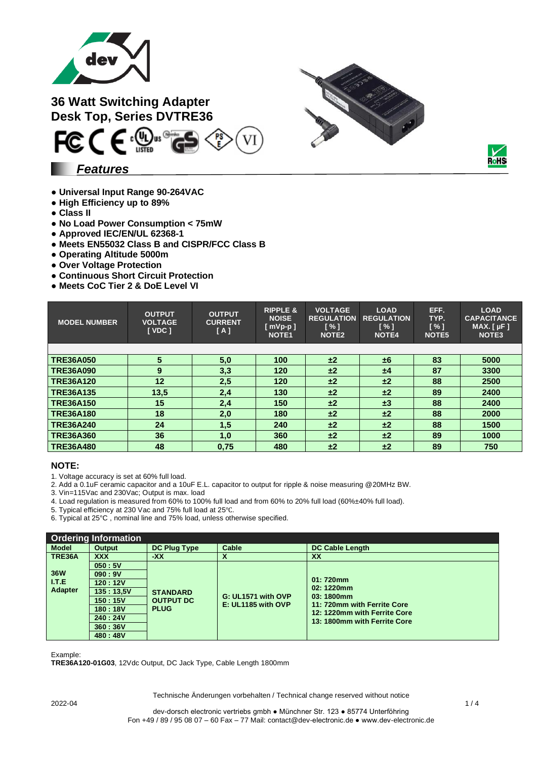# 36 Watt Switching Adapter
# Desk Top, Series DVTRE36

## *Features*

- Universal Input Range 90-264VAC
- High Efficiency up to 89%
- Class II
- No Load Power Consumption < 75mW
- Approved IEC/EN/UL 62368-1
- Meets EN55032 Class B and CISPR/FCC Class B
- Operating Altitude 5000m
- Over Voltage Protection
- Continuous Short Circuit Protection
- Meets CoC Tier 2 & DoE Level VI

| MODEL NUMBER | OUTPUT VOLTAGE [ VDC ] | OUTPUT CURRENT [ A ] | RIPPLE & NOISE [ mVp-p ] NOTE1 | VOLTAGE REGULATION [ % ] NOTE2 | LOAD REGULATION [ % ] NOTE4 | EFF. TYP. [ % ] NOTE5 | LOAD CAPACITANCE MAX. [ µF ] NOTE3 |
|---|---|---|---|---|---|---|---|
| TRE36A050 | 5 | 5,0 | 100 | ±2 | ±6 | 83 | 5000 |
| TRE36A090 | 9 | 3,3 | 120 | ±2 | ±4 | 87 | 3300 |
| TRE36A120 | 12 | 2,5 | 120 | ±2 | ±2 | 88 | 2500 |
| TRE36A135 | 13,5 | 2,4 | 130 | ±2 | ±2 | 89 | 2400 |
| TRE36A150 | 15 | 2,4 | 150 | ±2 | ±3 | 88 | 2400 |
| TRE36A180 | 18 | 2,0 | 180 | ±2 | ±2 | 88 | 2000 |
| TRE36A240 | 24 | 1,5 | 240 | ±2 | ±2 | 88 | 1500 |
| TRE36A360 | 36 | 1,0 | 360 | ±2 | ±2 | 89 | 1000 |
| TRE36A480 | 48 | 0,75 | 480 | ±2 | ±2 | 89 | 750 |

**NOTE:**

1. Voltage accuracy is set at 60% full load.
2. Add a 0.1uF ceramic capacitor and a 10uF E.L. capacitor to output for ripple & noise measuring @20MHz BW.
3. Vin=115Vac and 230Vac; Output is max. load
4. Load regulation is measured from 60% to 100% full load and from 60% to 20% full load (60%±40% full load).
5. Typical efficiency at 230 Vac and 75% full load at 25℃.
6. Typical at 25°C , nominal line and 75% load, unless otherwise specified.

**Ordering Information**

| Model | Output | DC Plug Type | Cable | DC Cable Length |
|---|---|---|---|---|
| TRE36A | XXX | -XX | X | XX |
| 36W I.T.E Adapter | 050 : 5V<br>090 : 9V<br>120 : 12V<br>135 : 13,5V<br>150 : 15V<br>180 : 18V<br>240 : 24V<br>360 : 36V<br>480 : 48V | STANDARD OUTPUT DC PLUG | G: UL1571 with OVP<br>E: UL1185 with OVP | 01: 720mm<br>02: 1220mm<br>03: 1800mm<br>11: 720mm with Ferrite Core<br>12: 1220mm with Ferrite Core<br>13: 1800mm with Ferrite Core |

Example:
**TRE36A120-01G03**, 12Vdc Output, DC Jack Type, Cable Length 1800mm

Technische Änderungen vorbehalten / Technical change reserved without notice

2022-04

dev-dorsch electronic vertriebs gmbh ● Münchner Str. 123 ● 85774 Unterföhring
Fon +49 / 89 / 95 08 07 – 60 Fax – 77 Mail: contact@dev-electronic.de ● www.dev-electronic.de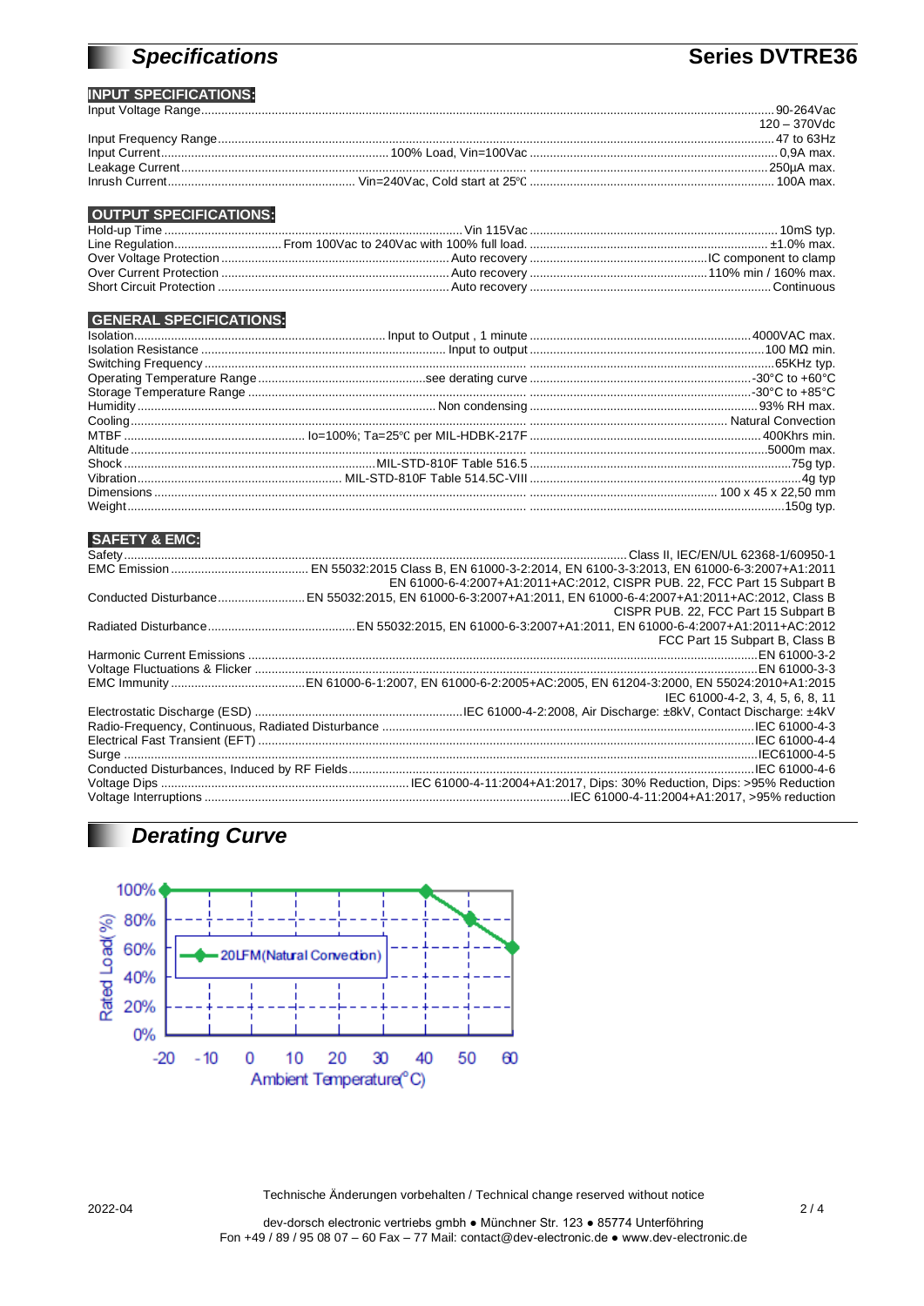# Specifications

## Series DVTRE36

### INPUT SPECIFICATIONS:

| Parameter | Condition | Value |
|---|---|---|
| Input Voltage Range | | 90-264Vac<br>120 – 370Vdc |
| Input Frequency Range | | 47 to 63Hz |
| Input Current | 100% Load, Vin=100Vac | 0,9A max. |
| Leakage Current | | 250µA max. |
| Inrush Current | Vin=240Vac, Cold start at 25℃ | 100A max. |

### OUTPUT SPECIFICATIONS:

| Parameter | Condition | Value |
|---|---|---|
| Hold-up Time | Vin 115Vac | 10mS typ. |
| Line Regulation | From 100Vac to 240Vac with 100% full load. | ±1.0% max. |
| Over Voltage Protection | Auto recovery | IC component to clamp |
| Over Current Protection | Auto recovery | 110% min / 160% max. |
| Short Circuit Protection | Auto recovery | Continuous |

### GENERAL SPECIFICATIONS:

| Parameter | Condition | Value |
|---|---|---|
| Isolation | Input to Output , 1 minute | 4000VAC max. |
| Isolation Resistance | Input to output | 100 MΩ min. |
| Switching Frequency | | 65KHz typ. |
| Operating Temperature Range | see derating curve | -30°C to +60°C |
| Storage Temperature Range | | -30°C to +85°C |
| Humidity | Non condensing | 93% RH max. |
| Cooling | | Natural Convection |
| MTBF | Io=100%; Ta=25℃ per MIL-HDBK-217F | 400Khrs min. |
| Altitude | | 5000m max. |
| Shock | MIL-STD-810F Table 516.5 | 75g typ. |
| Vibration | MIL-STD-810F Table 514.5C-VIII | 4g typ |
| Dimensions | | 100 x 45 x 22,50 mm |
| Weight | | 150g typ. |

### SAFETY & EMC:

| Parameter | Value |
|---|---|
| Safety | Class II, IEC/EN/UL 62368-1/60950-1 |
| EMC Emission | EN 55032:2015 Class B, EN 61000-3-2:2014, EN 6100-3-3:2013, EN 61000-6-3:2007+A1:2011<br>EN 61000-6-4:2007+A1:2011+AC:2012, CISPR PUB. 22, FCC Part 15 Subpart B |
| Conducted Disturbance | EN 55032:2015, EN 61000-6-3:2007+A1:2011, EN 61000-6-4:2007+A1:2011+AC:2012, Class B<br>CISPR PUB. 22, FCC Part 15 Subpart B |
| Radiated Disturbance | EN 55032:2015, EN 61000-6-3:2007+A1:2011, EN 61000-6-4:2007+A1:2011+AC:2012<br>FCC Part 15 Subpart B, Class B |
| Harmonic Current Emissions | EN 61000-3-2 |
| Voltage Fluctuations & Flicker | EN 61000-3-3 |
| EMC Immunity | EN 61000-6-1:2007, EN 61000-6-2:2005+AC:2005, EN 61204-3:2000, EN 55024:2010+A1:2015<br>IEC 61000-4-2, 3, 4, 5, 6, 8, 11 |
| Electrostatic Discharge (ESD) | IEC 61000-4-2:2008, Air Discharge: ±8kV, Contact Discharge: ±4kV |
| Radio-Frequency, Continuous, Radiated Disturbance | IEC 61000-4-3 |
| Electrical Fast Transient (EFT) | IEC 61000-4-4 |
| Surge | IEC61000-4-5 |
| Conducted Disturbances, Induced by RF Fields | IEC 61000-4-6 |
| Voltage Dips | IEC 61000-4-11:2004+A1:2017, Dips: 30% Reduction, Dips: >95% Reduction |
| Voltage Interruptions | IEC 61000-4-11:2004+A1:2017, >95% reduction |

# Derating Curve

Rated Load(%) vs. Ambient Temperature(°C) — 20LFM(Natural Convection): 100% from -20 to 40, 80% at 50, 60% at 60.

Technische Änderungen vorbehalten / Technical change reserved without notice

2022-04

dev-dorsch electronic vertriebs gmbh ● Münchner Str. 123 ● 85774 Unterföhring
Fon +49 / 89 / 95 08 07 – 60 Fax – 77 Mail: contact@dev-electronic.de ● www.dev-electronic.de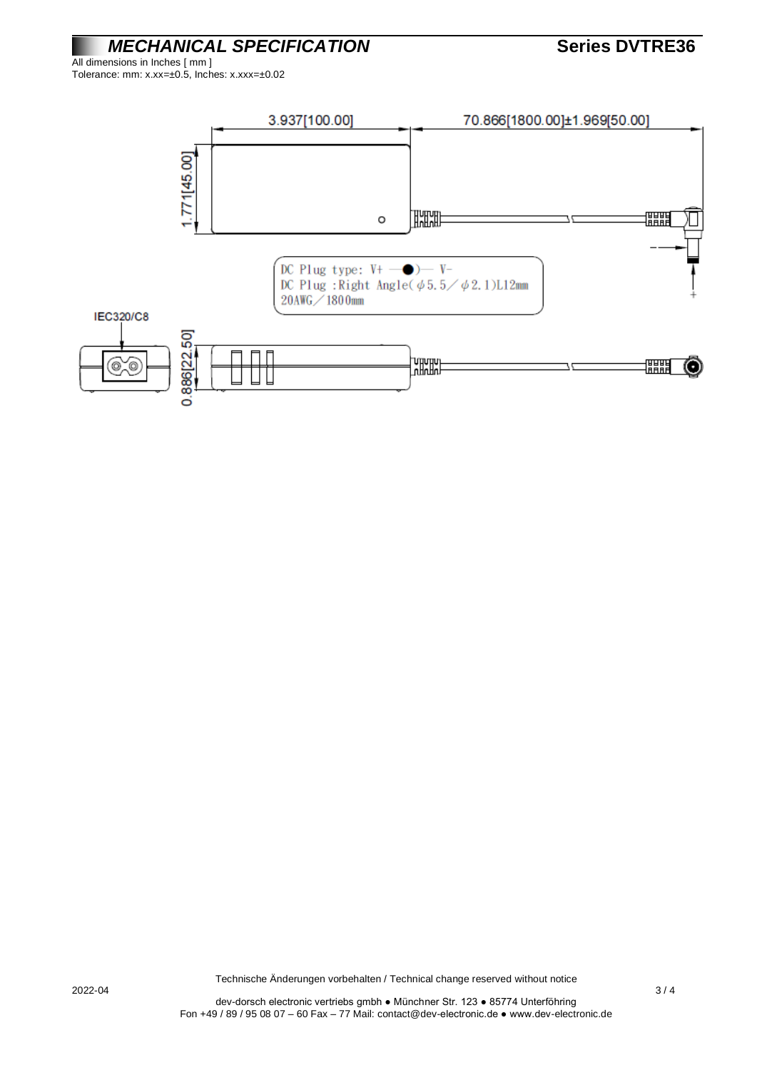# *MECHANICAL SPECIFICATION*

**Series DVTRE36**

All dimensions in Inches [ mm ]
Tolerance: mm: x.xx=±0.5, Inches: x.xxx=±0.02

3.937[100.00]

70.866[1800.00]±1.969[50.00]

1.771[45.00]

DC Plug type: V+ —●)— V-
DC Plug :Right Angle(φ5.5／φ2.1)L12mm
20AWG／1800mm

IEC320/C8

0.886[22.50]

Technische Änderungen vorbehalten / Technical change reserved without notice

2022-04

dev-dorsch electronic vertriebs gmbh ● Münchner Str. 123 ● 85774 Unterföhring
Fon +49 / 89 / 95 08 07 – 60 Fax – 77 Mail: contact@dev-electronic.de ● www.dev-electronic.de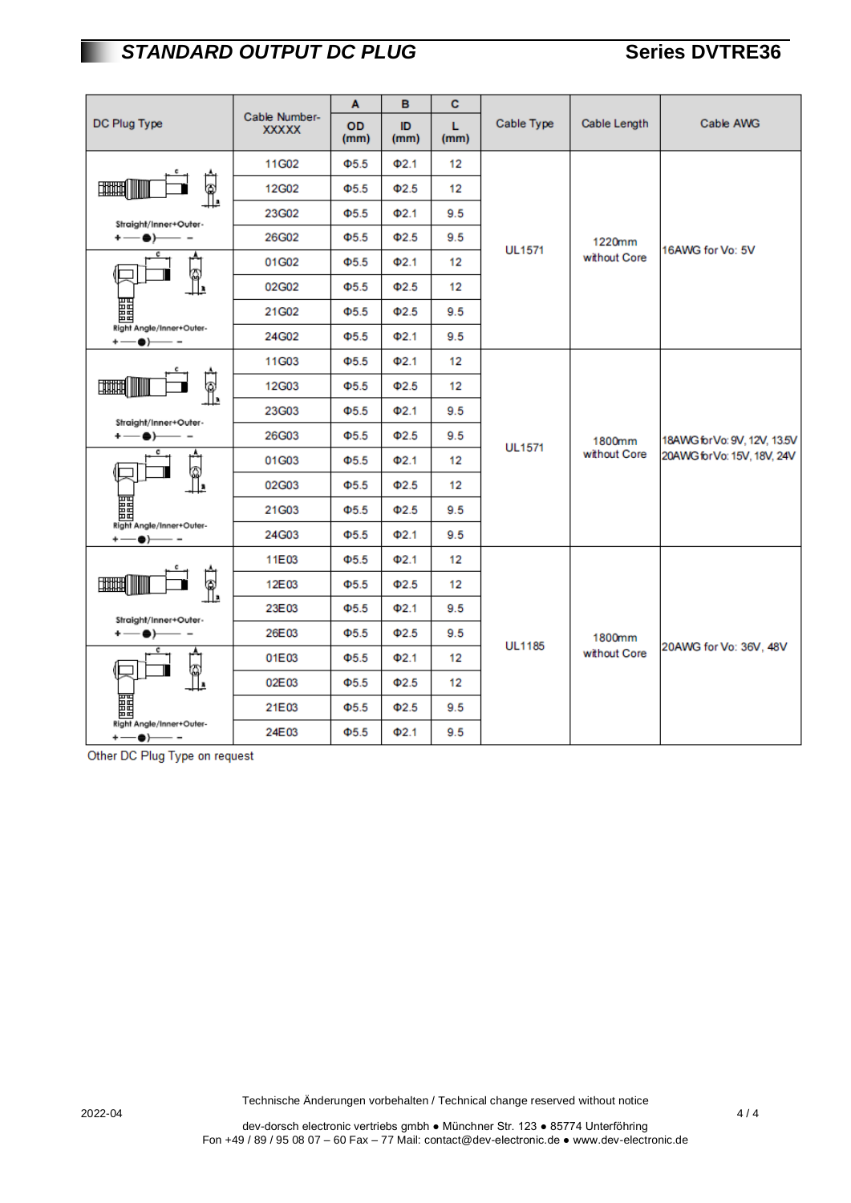# *STANDARD OUTPUT DC PLUG*

## Series DVTRE36

| DC Plug Type | Cable Number-XXXXX | A OD (mm) | B ID (mm) | C L (mm) | Cable Type | Cable Length | Cable AWG |
|---|---|---|---|---|---|---|---|
| Straight/Inner+Outer- | 11G02 | Φ5.5 | Φ2.1 | 12 | UL1571 | 1220mm without Core | 16AWG for Vo: 5V |
| | 12G02 | Φ5.5 | Φ2.5 | 12 | | | |
| | 23G02 | Φ5.5 | Φ2.1 | 9.5 | | | |
| | 26G02 | Φ5.5 | Φ2.5 | 9.5 | | | |
| Right Angle/Inner+Outer- | 01G02 | Φ5.5 | Φ2.1 | 12 | | | |
| | 02G02 | Φ5.5 | Φ2.5 | 12 | | | |
| | 21G02 | Φ5.5 | Φ2.5 | 9.5 | | | |
| | 24G02 | Φ5.5 | Φ2.1 | 9.5 | | | |
| Straight/Inner+Outer- | 11G03 | Φ5.5 | Φ2.1 | 12 | UL1571 | 1800mm without Core | 18AWG for Vo: 9V, 12V, 13.5V<br>20AWG for Vo: 15V, 18V, 24V |
| | 12G03 | Φ5.5 | Φ2.5 | 12 | | | |
| | 23G03 | Φ5.5 | Φ2.1 | 9.5 | | | |
| | 26G03 | Φ5.5 | Φ2.5 | 9.5 | | | |
| Right Angle/Inner+Outer- | 01G03 | Φ5.5 | Φ2.1 | 12 | | | |
| | 02G03 | Φ5.5 | Φ2.5 | 12 | | | |
| | 21G03 | Φ5.5 | Φ2.5 | 9.5 | | | |
| | 24G03 | Φ5.5 | Φ2.1 | 9.5 | | | |
| Straight/Inner+Outer- | 11E03 | Φ5.5 | Φ2.1 | 12 | UL1185 | 1800mm without Core | 20AWG for Vo: 36V, 48V |
| | 12E03 | Φ5.5 | Φ2.5 | 12 | | | |
| | 23E03 | Φ5.5 | Φ2.1 | 9.5 | | | |
| | 26E03 | Φ5.5 | Φ2.5 | 9.5 | | | |
| Right Angle/Inner+Outer- | 01E03 | Φ5.5 | Φ2.1 | 12 | | | |
| | 02E03 | Φ5.5 | Φ2.5 | 12 | | | |
| | 21E03 | Φ5.5 | Φ2.5 | 9.5 | | | |
| | 24E03 | Φ5.5 | Φ2.1 | 9.5 | | | |

Other DC Plug Type on request

Technische Änderungen vorbehalten / Technical change reserved without notice

2022-04

dev-dorsch electronic vertriebs gmbh ● Münchner Str. 123 ● 85774 Unterföhring
Fon +49 / 89 / 95 08 07 – 60 Fax – 77 Mail: contact@dev-electronic.de ● www.dev-electronic.de